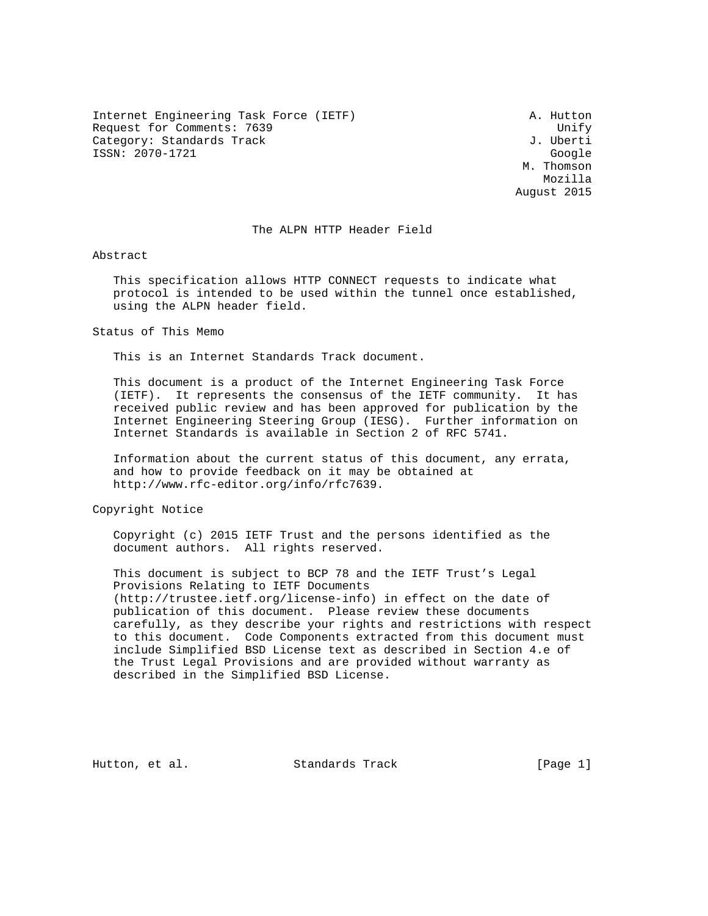Internet Engineering Task Force (IETF) A. Hutton
Request for Comments: 7639 Unify
Category: Standards Track J. Uberti
ISSN: 2070-1721 Google
M. Thomson
Mozilla
August 2015

# The ALPN HTTP Header Field

## Abstract

This specification allows HTTP CONNECT requests to indicate what protocol is intended to be used within the tunnel once established, using the ALPN header field.

## Status of This Memo

This is an Internet Standards Track document.

This document is a product of the Internet Engineering Task Force (IETF). It represents the consensus of the IETF community. It has received public review and has been approved for publication by the Internet Engineering Steering Group (IESG). Further information on Internet Standards is available in Section 2 of RFC 5741.

Information about the current status of this document, any errata, and how to provide feedback on it may be obtained at http://www.rfc-editor.org/info/rfc7639.

## Copyright Notice

Copyright (c) 2015 IETF Trust and the persons identified as the document authors. All rights reserved.

This document is subject to BCP 78 and the IETF Trust's Legal Provisions Relating to IETF Documents (http://trustee.ietf.org/license-info) in effect on the date of publication of this document. Please review these documents carefully, as they describe your rights and restrictions with respect to this document. Code Components extracted from this document must include Simplified BSD License text as described in Section 4.e of the Trust Legal Provisions and are provided without warranty as described in the Simplified BSD License.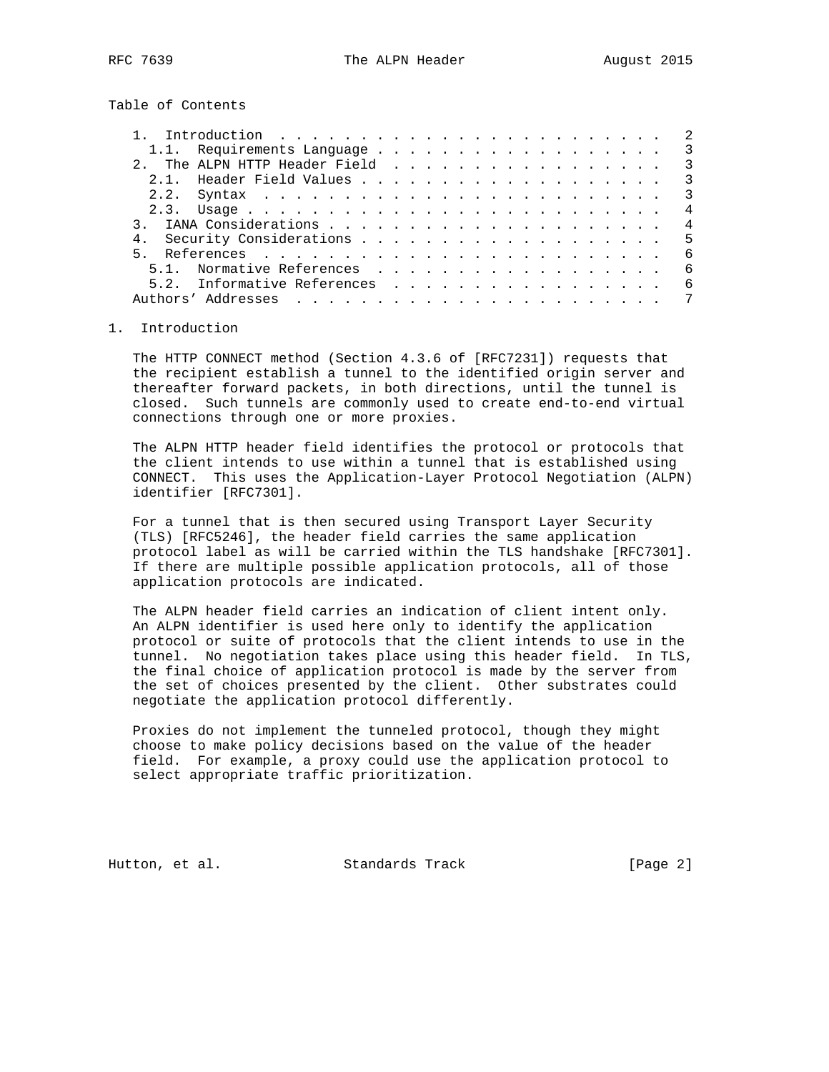Table of Contents

- 1. Introduction . . . . . . . . . . . . . . . . . . . . . . . . . 2
  - 1.1. Requirements Language . . . . . . . . . . . . . . . . . . . 3
- 2. The ALPN HTTP Header Field . . . . . . . . . . . . . . . . . . 3
  - 2.1. Header Field Values . . . . . . . . . . . . . . . . . . . . 3
  - 2.2. Syntax . . . . . . . . . . . . . . . . . . . . . . . . . . 3
  - 2.3. Usage . . . . . . . . . . . . . . . . . . . . . . . . . . . 4
- 3. IANA Considerations . . . . . . . . . . . . . . . . . . . . . 4
- 4. Security Considerations . . . . . . . . . . . . . . . . . . . 5
- 5. References . . . . . . . . . . . . . . . . . . . . . . . . . 6
  - 5.1. Normative References . . . . . . . . . . . . . . . . . . 6
  - 5.2. Informative References . . . . . . . . . . . . . . . . . 6
- Authors' Addresses . . . . . . . . . . . . . . . . . . . . . . . 7

# 1. Introduction

The HTTP CONNECT method (Section 4.3.6 of [RFC7231]) requests that the recipient establish a tunnel to the identified origin server and thereafter forward packets, in both directions, until the tunnel is closed. Such tunnels are commonly used to create end-to-end virtual connections through one or more proxies.

The ALPN HTTP header field identifies the protocol or protocols that the client intends to use within a tunnel that is established using CONNECT. This uses the Application-Layer Protocol Negotiation (ALPN) identifier [RFC7301].

For a tunnel that is then secured using Transport Layer Security (TLS) [RFC5246], the header field carries the same application protocol label as will be carried within the TLS handshake [RFC7301]. If there are multiple possible application protocols, all of those application protocols are indicated.

The ALPN header field carries an indication of client intent only. An ALPN identifier is used here only to identify the application protocol or suite of protocols that the client intends to use in the tunnel. No negotiation takes place using this header field. In TLS, the final choice of application protocol is made by the server from the set of choices presented by the client. Other substrates could negotiate the application protocol differently.

Proxies do not implement the tunneled protocol, though they might choose to make policy decisions based on the value of the header field. For example, a proxy could use the application protocol to select appropriate traffic prioritization.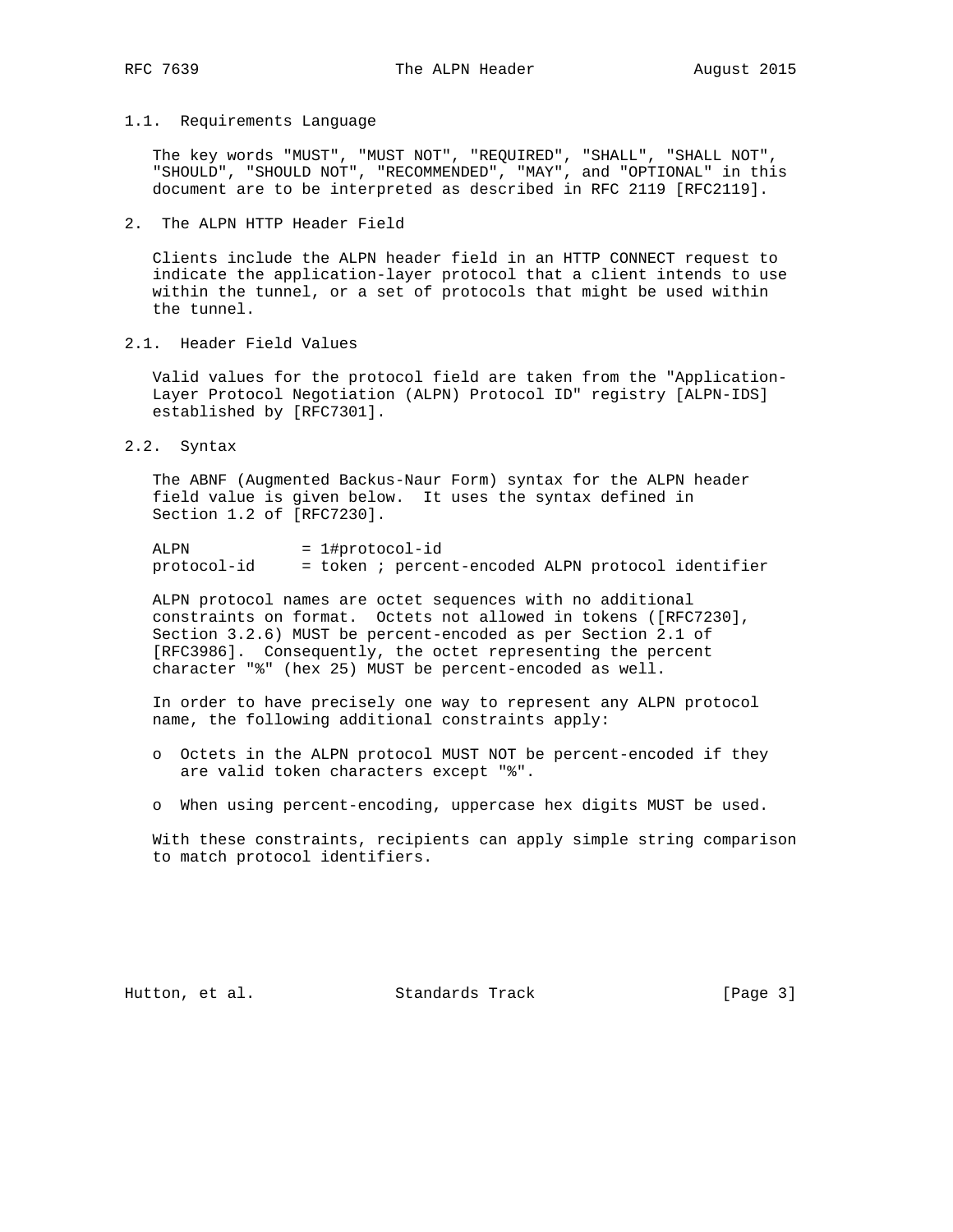### 1.1. Requirements Language

The key words "MUST", "MUST NOT", "REQUIRED", "SHALL", "SHALL NOT", "SHOULD", "SHOULD NOT", "RECOMMENDED", "MAY", and "OPTIONAL" in this document are to be interpreted as described in RFC 2119 [RFC2119].

## 2. The ALPN HTTP Header Field

Clients include the ALPN header field in an HTTP CONNECT request to indicate the application-layer protocol that a client intends to use within the tunnel, or a set of protocols that might be used within the tunnel.

### 2.1. Header Field Values

Valid values for the protocol field are taken from the "Application-Layer Protocol Negotiation (ALPN) Protocol ID" registry [ALPN-IDS] established by [RFC7301].

### 2.2. Syntax

The ABNF (Augmented Backus-Naur Form) syntax for the ALPN header field value is given below. It uses the syntax defined in Section 1.2 of [RFC7230].

```
ALPN            = 1#protocol-id
protocol-id     = token ; percent-encoded ALPN protocol identifier
```

ALPN protocol names are octet sequences with no additional constraints on format. Octets not allowed in tokens ([RFC7230], Section 3.2.6) MUST be percent-encoded as per Section 2.1 of [RFC3986]. Consequently, the octet representing the percent character "%" (hex 25) MUST be percent-encoded as well.

In order to have precisely one way to represent any ALPN protocol name, the following additional constraints apply:

- Octets in the ALPN protocol MUST NOT be percent-encoded if they are valid token characters except "%".
- When using percent-encoding, uppercase hex digits MUST be used.

With these constraints, recipients can apply simple string comparison to match protocol identifiers.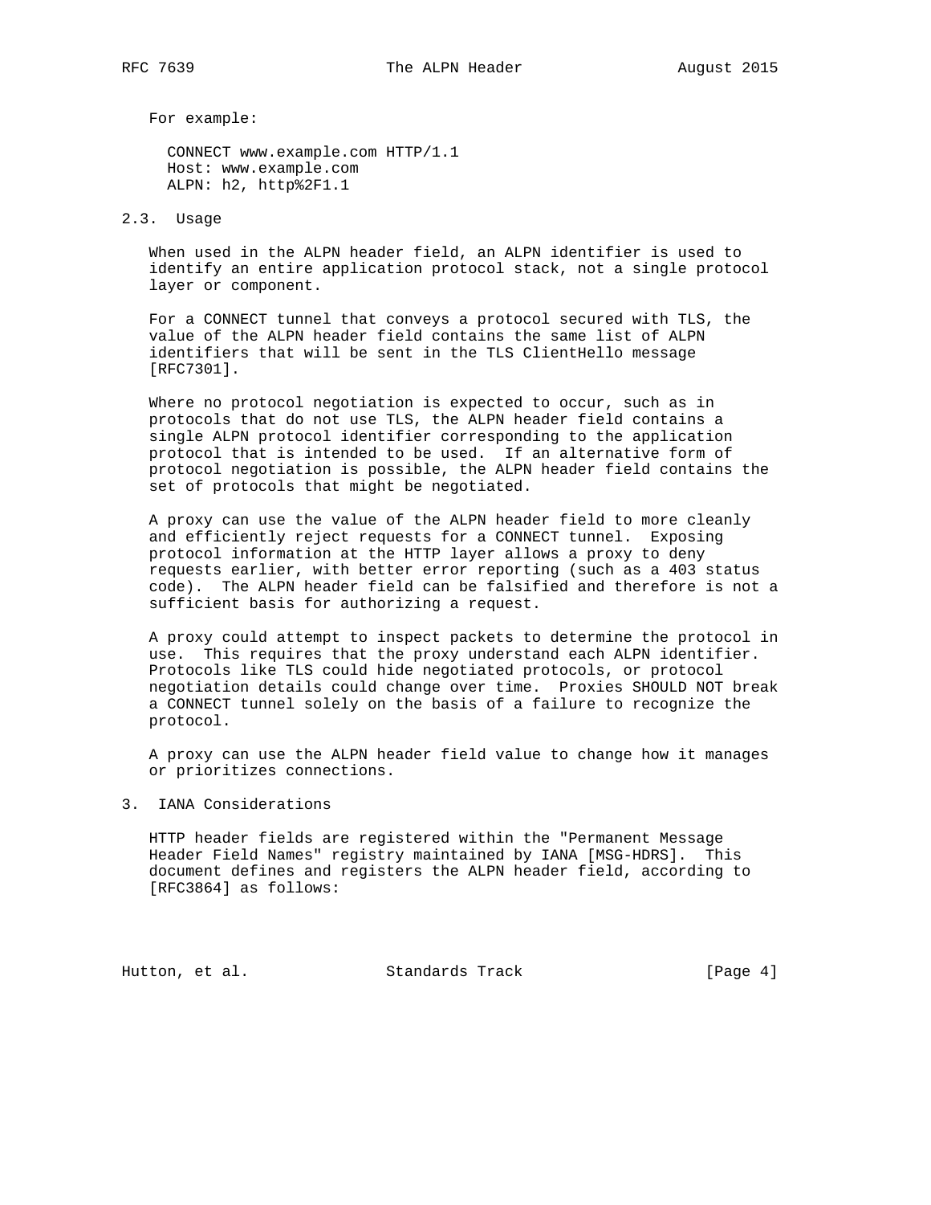For example:

```
CONNECT www.example.com HTTP/1.1
Host: www.example.com
ALPN: h2, http%2F1.1
```

### 2.3. Usage

When used in the ALPN header field, an ALPN identifier is used to identify an entire application protocol stack, not a single protocol layer or component.

For a CONNECT tunnel that conveys a protocol secured with TLS, the value of the ALPN header field contains the same list of ALPN identifiers that will be sent in the TLS ClientHello message [RFC7301].

Where no protocol negotiation is expected to occur, such as in protocols that do not use TLS, the ALPN header field contains a single ALPN protocol identifier corresponding to the application protocol that is intended to be used. If an alternative form of protocol negotiation is possible, the ALPN header field contains the set of protocols that might be negotiated.

A proxy can use the value of the ALPN header field to more cleanly and efficiently reject requests for a CONNECT tunnel. Exposing protocol information at the HTTP layer allows a proxy to deny requests earlier, with better error reporting (such as a 403 status code). The ALPN header field can be falsified and therefore is not a sufficient basis for authorizing a request.

A proxy could attempt to inspect packets to determine the protocol in use. This requires that the proxy understand each ALPN identifier. Protocols like TLS could hide negotiated protocols, or protocol negotiation details could change over time. Proxies SHOULD NOT break a CONNECT tunnel solely on the basis of a failure to recognize the protocol.

A proxy can use the ALPN header field value to change how it manages or prioritizes connections.

## 3. IANA Considerations

HTTP header fields are registered within the "Permanent Message Header Field Names" registry maintained by IANA [MSG-HDRS]. This document defines and registers the ALPN header field, according to [RFC3864] as follows: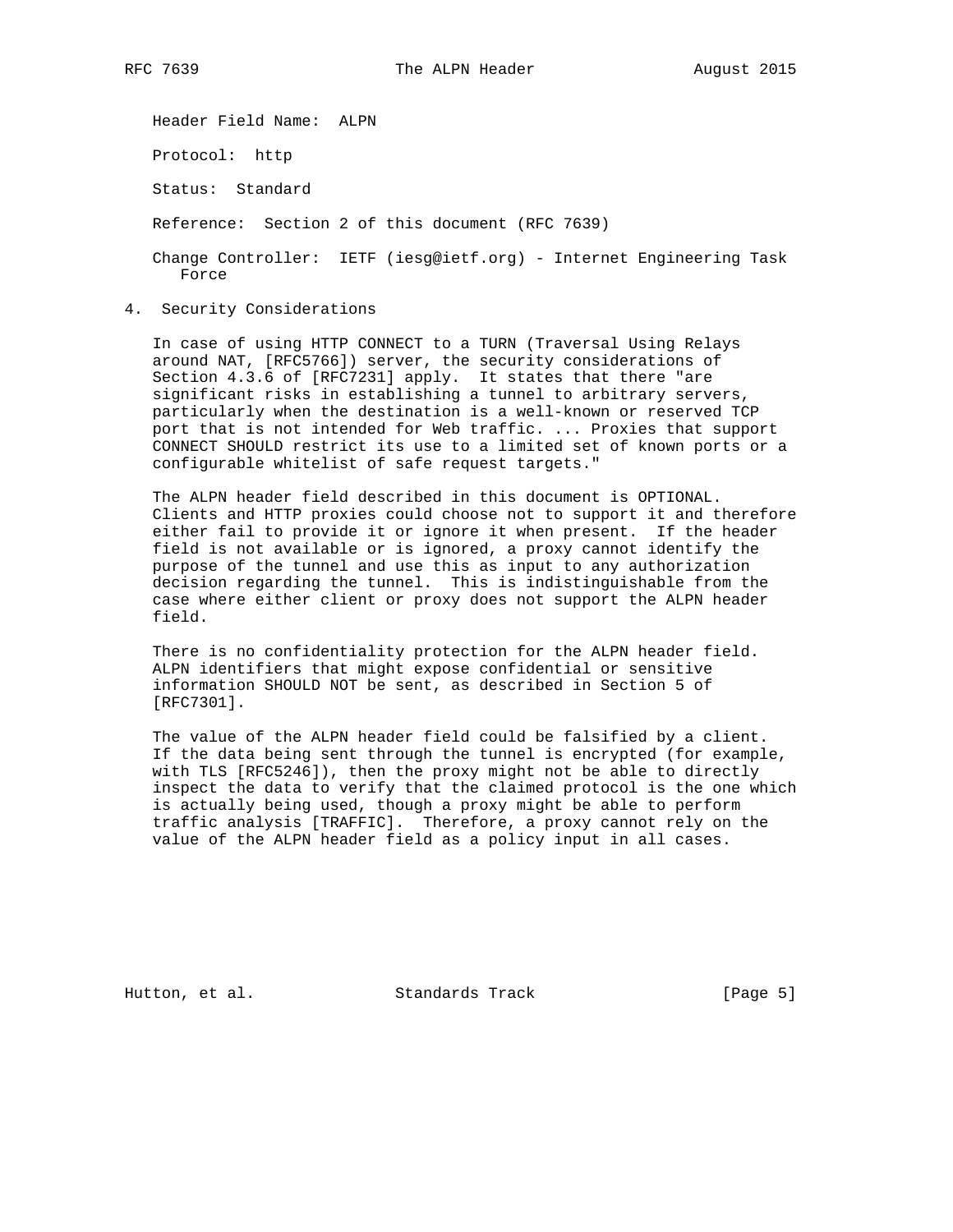Header Field Name: ALPN

Protocol: http

Status: Standard

Reference: Section 2 of this document (RFC 7639)

Change Controller: IETF (iesg@ietf.org) - Internet Engineering Task Force

## 4. Security Considerations

In case of using HTTP CONNECT to a TURN (Traversal Using Relays around NAT, [RFC5766]) server, the security considerations of Section 4.3.6 of [RFC7231] apply. It states that there "are significant risks in establishing a tunnel to arbitrary servers, particularly when the destination is a well-known or reserved TCP port that is not intended for Web traffic. ... Proxies that support CONNECT SHOULD restrict its use to a limited set of known ports or a configurable whitelist of safe request targets."

The ALPN header field described in this document is OPTIONAL. Clients and HTTP proxies could choose not to support it and therefore either fail to provide it or ignore it when present. If the header field is not available or is ignored, a proxy cannot identify the purpose of the tunnel and use this as input to any authorization decision regarding the tunnel. This is indistinguishable from the case where either client or proxy does not support the ALPN header field.

There is no confidentiality protection for the ALPN header field. ALPN identifiers that might expose confidential or sensitive information SHOULD NOT be sent, as described in Section 5 of [RFC7301].

The value of the ALPN header field could be falsified by a client. If the data being sent through the tunnel is encrypted (for example, with TLS [RFC5246]), then the proxy might not be able to directly inspect the data to verify that the claimed protocol is the one which is actually being used, though a proxy might be able to perform traffic analysis [TRAFFIC]. Therefore, a proxy cannot rely on the value of the ALPN header field as a policy input in all cases.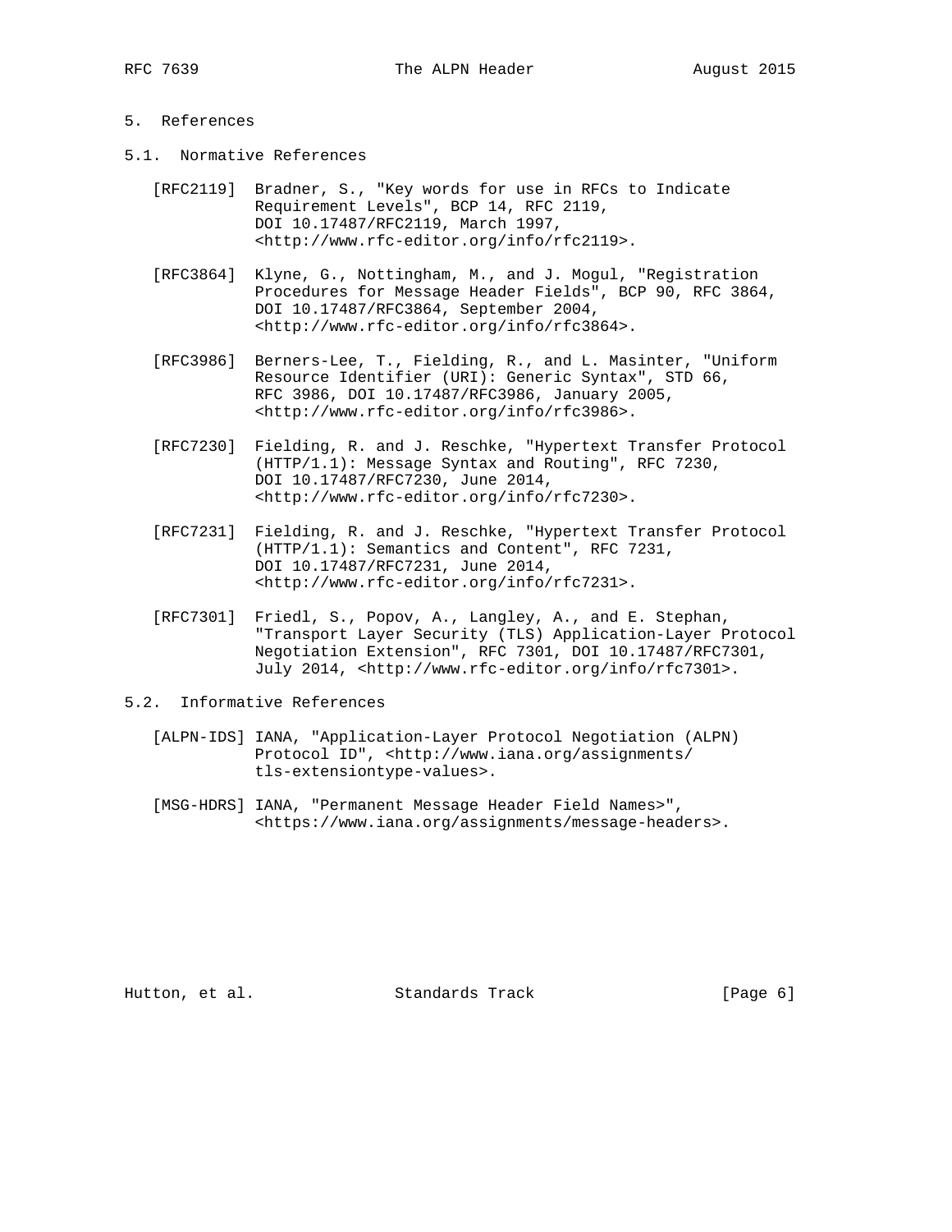## 5. References

### 5.1. Normative References

[RFC2119] Bradner, S., "Key words for use in RFCs to Indicate Requirement Levels", BCP 14, RFC 2119, DOI 10.17487/RFC2119, March 1997, <http://www.rfc-editor.org/info/rfc2119>.

[RFC3864] Klyne, G., Nottingham, M., and J. Mogul, "Registration Procedures for Message Header Fields", BCP 90, RFC 3864, DOI 10.17487/RFC3864, September 2004, <http://www.rfc-editor.org/info/rfc3864>.

[RFC3986] Berners-Lee, T., Fielding, R., and L. Masinter, "Uniform Resource Identifier (URI): Generic Syntax", STD 66, RFC 3986, DOI 10.17487/RFC3986, January 2005, <http://www.rfc-editor.org/info/rfc3986>.

[RFC7230] Fielding, R. and J. Reschke, "Hypertext Transfer Protocol (HTTP/1.1): Message Syntax and Routing", RFC 7230, DOI 10.17487/RFC7230, June 2014, <http://www.rfc-editor.org/info/rfc7230>.

[RFC7231] Fielding, R. and J. Reschke, "Hypertext Transfer Protocol (HTTP/1.1): Semantics and Content", RFC 7231, DOI 10.17487/RFC7231, June 2014, <http://www.rfc-editor.org/info/rfc7231>.

[RFC7301] Friedl, S., Popov, A., Langley, A., and E. Stephan, "Transport Layer Security (TLS) Application-Layer Protocol Negotiation Extension", RFC 7301, DOI 10.17487/RFC7301, July 2014, <http://www.rfc-editor.org/info/rfc7301>.

### 5.2. Informative References

[ALPN-IDS] IANA, "Application-Layer Protocol Negotiation (ALPN) Protocol ID", <http://www.iana.org/assignments/tls-extensiontype-values>.

[MSG-HDRS] IANA, "Permanent Message Header Field Names>", <https://www.iana.org/assignments/message-headers>.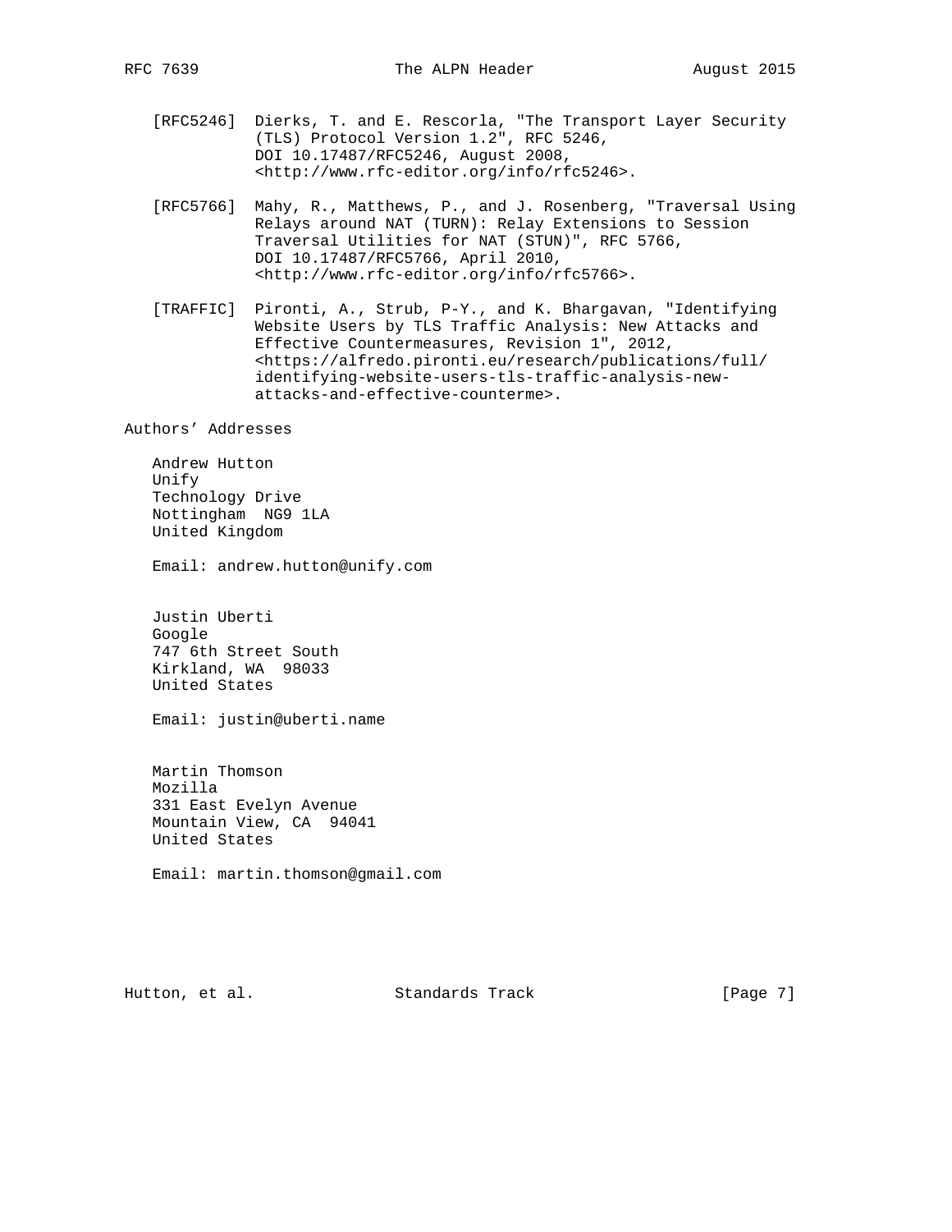[RFC5246] Dierks, T. and E. Rescorla, "The Transport Layer Security (TLS) Protocol Version 1.2", RFC 5246, DOI 10.17487/RFC5246, August 2008, <http://www.rfc-editor.org/info/rfc5246>.

[RFC5766] Mahy, R., Matthews, P., and J. Rosenberg, "Traversal Using Relays around NAT (TURN): Relay Extensions to Session Traversal Utilities for NAT (STUN)", RFC 5766, DOI 10.17487/RFC5766, April 2010, <http://www.rfc-editor.org/info/rfc5766>.

[TRAFFIC] Pironti, A., Strub, P-Y., and K. Bhargavan, "Identifying Website Users by TLS Traffic Analysis: New Attacks and Effective Countermeasures, Revision 1", 2012, <https://alfredo.pironti.eu/research/publications/full/identifying-website-users-tls-traffic-analysis-new-attacks-and-effective-counterme>.

# Authors' Addresses

Andrew Hutton  
Unify  
Technology Drive  
Nottingham NG9 1LA  
United Kingdom

Email: andrew.hutton@unify.com

Justin Uberti  
Google  
747 6th Street South  
Kirkland, WA 98033  
United States

Email: justin@uberti.name

Martin Thomson  
Mozilla  
331 East Evelyn Avenue  
Mountain View, CA 94041  
United States

Email: martin.thomson@gmail.com